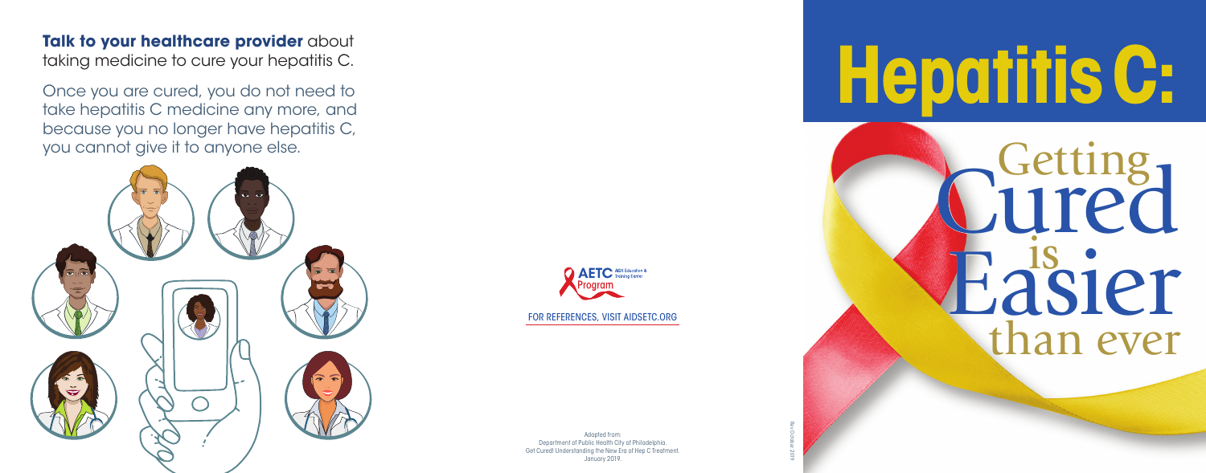**Talk to your healthcare provider** about taking medicine to cure your hepatitis C.

Once you are cured, you do not need to take hepatitis C medicine any more, and because you no longer have hepatitis C, you cannot give it to anyone else.

AETC AIDS Education & Training Center Program

FOR REFERENCES, VISIT AIDSETC.ORG

Adapted from:
Department of Public Health City of Philadelphia.
Get Cured! Understanding the New Era of Hep C Treatment.
January 2019.

Rev October 2019

# Hepatitis C:

## Getting Cured is Easier than ever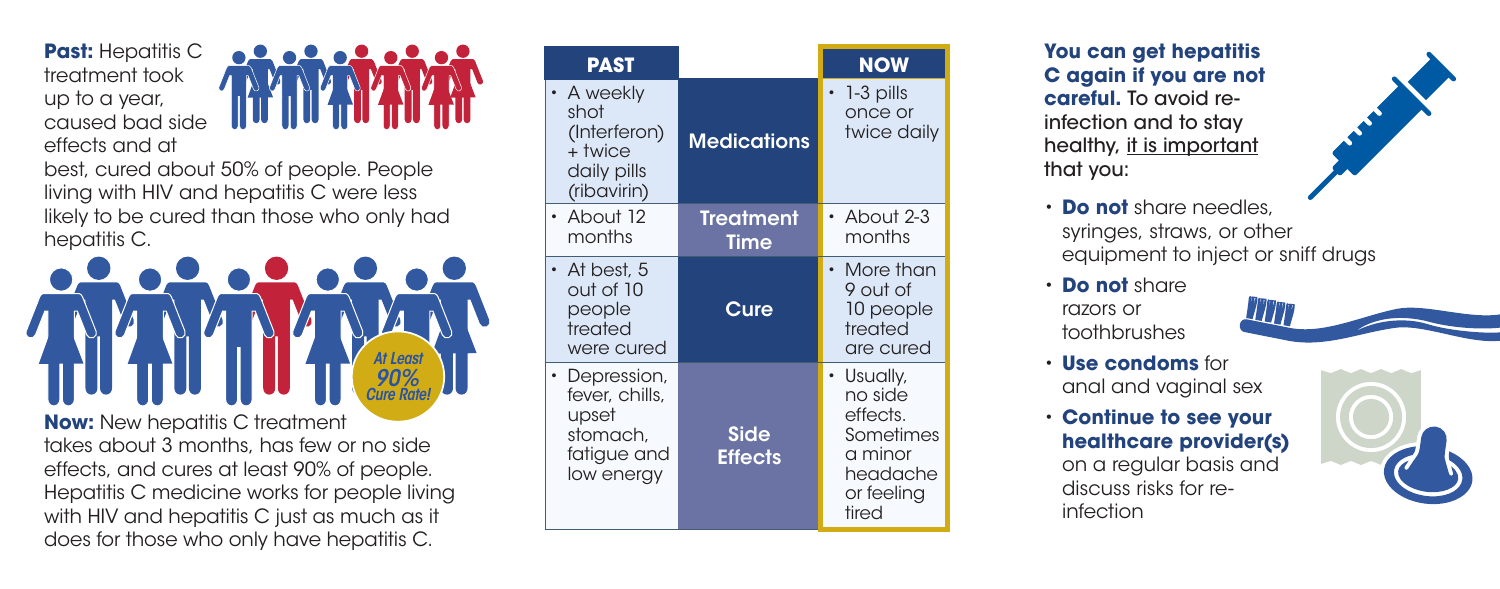**Past:** Hepatitis C treatment took up to a year, caused bad side effects and at best, cured about 50% of people. People living with HIV and hepatitis C were less likely to be cured than those who only had hepatitis C.

*At Least 90% Cure Rate!*

**Now:** New hepatitis C treatment takes about 3 months, has few or no side effects, and cures at least 90% of people. Hepatitis C medicine works for people living with HIV and hepatitis C just as much as it does for those who only have hepatitis C.

| PAST | | NOW |
|---|---|---|
| • A weekly shot (Interferon) + twice daily pills (ribavirin) | **Medications** | • 1-3 pills once or twice daily |
| • About 12 months | **Treatment Time** | • About 2-3 months |
| • At best, 5 out of 10 people treated were cured | **Cure** | • More than 9 out of 10 people treated are cured |
| • Depression, fever, chills, upset stomach, fatigue and low energy | **Side Effects** | • Usually, no side effects. Sometimes a minor headache or feeling tired |

**You can get hepatitis C again if you are not careful.** To avoid re-infection and to stay healthy, it is important that you:

- **Do not** share needles, syringes, straws, or other equipment to inject or sniff drugs
- **Do not** share razors or toothbrushes
- **Use condoms** for anal and vaginal sex
- **Continue to see your healthcare provider(s)** on a regular basis and discuss risks for re-infection